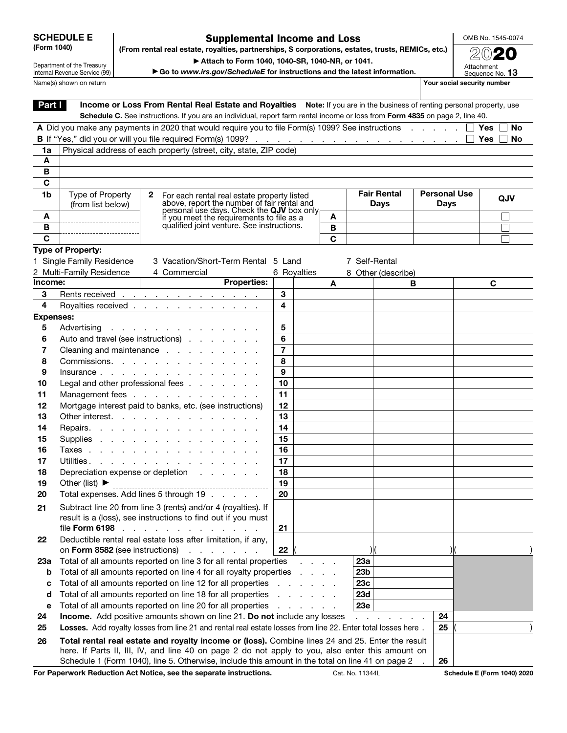**SCHEDULE E (Form 1040)**

Department of the Treasury Internal Revenue Service (99)

# Supplemental Income and Loss

**(From rental real estate, royalties, partnerships, S corporations, estates, trusts, REMICs, etc.)**

▶ Attach to Form 1040, 1040-SR, 1040-NR, or 1041.

▶ Go to *www.irs.gov/ScheduleE* for instructions and the latest information.

OMB No. 1545-0074

**2020**

Attachment Sequence No. **13**

Name(s) shown on return | **Your social security number**

## Part I — Income or Loss From Rental Real Estate and Royalties

**Note:** If you are in the business of renting personal property, use **Schedule C.** See instructions. If you are an individual, report farm rental income or loss from **Form 4835** on page 2, line 40.

**A** Did you make any payments in 2020 that would require you to file Form(s) 1099? See instructions . . . . . . ☐ Yes ☐ No

**B** If "Yes," did you or will you file required Form(s) 1099? . . . . . . . . . . . . . . . . . . . . . ☐ Yes ☐ No

| **1a** | Physical address of each property (street, city, state, ZIP code) |
|---|---|
| **A** | |
| **B** | |
| **C** | |

| **1b** | Type of Property (from list below) | **2** For each rental real estate property listed above, report the number of fair rental and personal use days. Check the **QJV** box only if you meet the requirements to file as a qualified joint venture. See instructions. | | **Fair Rental Days** | **Personal Use Days** | **QJV** |
|---|---|---|---|---|---|---|
| **A** | | | **A** | | | ☐ |
| **B** | | | **B** | | | ☐ |
| **C** | | | **C** | | | ☐ |

**Type of Property:**

1 Single Family Residence
2 Multi-Family Residence
3 Vacation/Short-Term Rental
4 Commercial
5 Land
6 Royalties
7 Self-Rental
8 Other (describe)

| | **Income:** **Properties:** | | **A** | **B** | **C** |
|---|---|---|---|---|---|
| **3** | Rents received . . . . . . . . . . . . . . | **3** | | | |
| **4** | Royalties received . . . . . . . . . . . . | **4** | | | |
| | **Expenses:** | | | | |
| **5** | Advertising . . . . . . . . . . . . . . . | **5** | | | |
| **6** | Auto and travel (see instructions) . . . . . . . | **6** | | | |
| **7** | Cleaning and maintenance . . . . . . . . . . | **7** | | | |
| **8** | Commissions. . . . . . . . . . . . . . . | **8** | | | |
| **9** | Insurance . . . . . . . . . . . . . . . . | **9** | | | |
| **10** | Legal and other professional fees . . . . . . . | **10** | | | |
| **11** | Management fees . . . . . . . . . . . . . | **11** | | | |
| **12** | Mortgage interest paid to banks, etc. (see instructions) | **12** | | | |
| **13** | Other interest. . . . . . . . . . . . . . . | **13** | | | |
| **14** | Repairs. . . . . . . . . . . . . . . . . | **14** | | | |
| **15** | Supplies . . . . . . . . . . . . . . . . | **15** | | | |
| **16** | Taxes . . . . . . . . . . . . . . . . . | **16** | | | |
| **17** | Utilities. . . . . . . . . . . . . . . . . | **17** | | | |
| **18** | Depreciation expense or depletion . . . . . . | **18** | | | |
| **19** | Other (list) ▶ | **19** | | | |
| **20** | Total expenses. Add lines 5 through 19 . . . . . | **20** | | | |
| **21** | Subtract line 20 from line 3 (rents) and/or 4 (royalties). If result is a (loss), see instructions to find out if you must file **Form 6198** . . . . . . . . . . . . . . | **21** | | | |
| **22** | Deductible rental real estate loss after limitation, if any, on **Form 8582** (see instructions) . . . . . . . | **22** | ( ) | ( ) | ( ) |

| | | | | | |
|---|---|---|---|---|---|
| **23a** | Total of all amounts reported on line 3 for all rental properties . . . . | **23a** | | | |
| **b** | Total of all amounts reported on line 4 for all royalty properties . . . . | **23b** | | | |
| **c** | Total of all amounts reported on line 12 for all properties . . . . . . | **23c** | | | |
| **d** | Total of all amounts reported on line 18 for all properties . . . . . . | **23d** | | | |
| **e** | Total of all amounts reported on line 20 for all properties . . . . . . | **23e** | | | |
| **24** | **Income.** Add positive amounts shown on line 21. **Do not** include any losses . . . . . . . . | | | **24** | |
| **25** | **Losses.** Add royalty losses from line 21 and rental real estate losses from line 22. Enter total losses here . | | | **25** | ( ) |
| **26** | **Total rental real estate and royalty income or (loss).** Combine lines 24 and 25. Enter the result here. If Parts II, III, IV, and line 40 on page 2 do not apply to you, also enter this amount on Schedule 1 (Form 1040), line 5. Otherwise, include this amount in the total on line 41 on page 2 . | | | **26** | |

**For Paperwork Reduction Act Notice, see the separate instructions.** Cat. No. 11344L **Schedule E (Form 1040) 2020**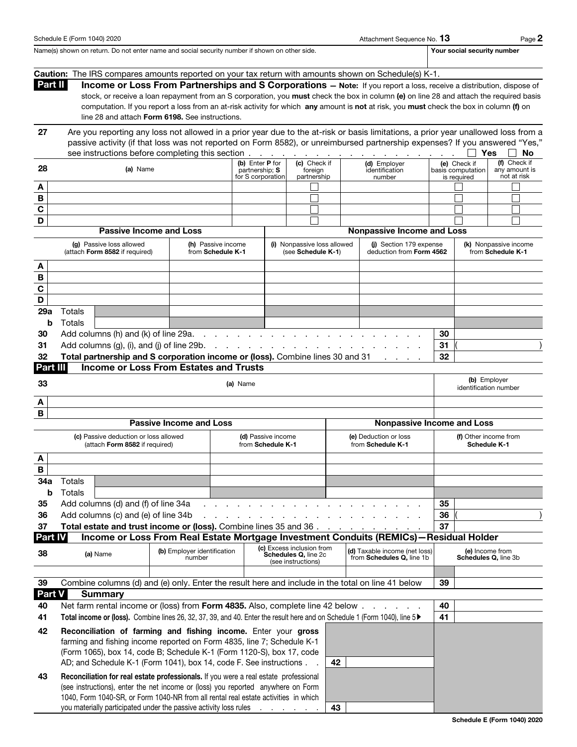Schedule E (Form 1040) 2020 — Attachment Sequence No. **13**

Name(s) shown on return. Do not enter name and social security number if shown on other side. | **Your social security number**

**Caution:** The IRS compares amounts reported on your tax return with amounts shown on Schedule(s) K-1.

## Part II Income or Loss From Partnerships and S Corporations

**Note:** If you report a loss, receive a distribution, dispose of stock, or receive a loan repayment from an S corporation, you **must** check the box in column **(e)** on line 28 and attach the required basis computation. If you report a loss from an at-risk activity for which **any** amount is **not** at risk, you **must** check the box in column **(f)** on line 28 and attach **Form 6198.** See instructions.

**27** Are you reporting any loss not allowed in a prior year due to the at-risk or basis limitations, a prior year unallowed loss from a passive activity (if that loss was not reported on Form 8582), or unreimbursed partnership expenses? If you answered "Yes," see instructions before completing this section . . . ☐ **Yes** ☐ **No**

| 28 | (a) Name | (b) Enter **P** for partnership; **S** for S corporation | (c) Check if foreign partnership | (d) Employer identification number | (e) Check if basis computation is required | (f) Check if any amount is not at risk |
|---|---|---|---|---|---|---|
| A | | | ☐ | | ☐ | ☐ |
| B | | | ☐ | | ☐ | ☐ |
| C | | | ☐ | | ☐ | ☐ |
| D | | | ☐ | | ☐ | ☐ |

| | Passive Income and Loss | | Nonpassive Income and Loss | | |
|---|---|---|---|---|---|
| | (g) Passive loss allowed (attach **Form 8582** if required) | (h) Passive income from **Schedule K-1** | (i) Nonpassive loss allowed (see **Schedule K-1**) | (j) Section 179 expense deduction from **Form 4562** | (k) Nonpassive income from **Schedule K-1** |
| A | | | | | |
| B | | | | | |
| C | | | | | |
| D | | | | | |
| 29a Totals | | | | | |
| b Totals | | | | | |

| | | | |
|---|---|---|---|
| 30 | Add columns (h) and (k) of line 29a | 30 | |
| 31 | Add columns (g), (i), and (j) of line 29b | 31 | ( ) |
| 32 | **Total partnership and S corporation income or (loss).** Combine lines 30 and 31 | 32 | |

## Part III Income or Loss From Estates and Trusts

| 33 | (a) Name | (b) Employer identification number |
|---|---|---|
| A | | |
| B | | |

| | Passive Income and Loss | | Nonpassive Income and Loss | |
|---|---|---|---|---|
| | (c) Passive deduction or loss allowed (attach **Form 8582** if required) | (d) Passive income from **Schedule K-1** | (e) Deduction or loss from **Schedule K-1** | (f) Other income from **Schedule K-1** |
| A | | | | |
| B | | | | |
| 34a Totals | | | | |
| b Totals | | | | |

| | | | |
|---|---|---|---|
| 35 | Add columns (d) and (f) of line 34a | 35 | |
| 36 | Add columns (c) and (e) of line 34b | 36 | ( ) |
| 37 | **Total estate and trust income or (loss).** Combine lines 35 and 36 | 37 | |

## Part IV Income or Loss From Real Estate Mortgage Investment Conduits (REMICs)—Residual Holder

| 38 | (a) Name | (b) Employer identification number | (c) Excess inclusion from **Schedules Q,** line 2c (see instructions) | (d) Taxable income (net loss) from **Schedules Q,** line 1b | (e) Income from **Schedules Q,** line 3b |
|---|---|---|---|---|---|
| | | | | | |

| | | | |
|---|---|---|---|
| 39 | Combine columns (d) and (e) only. Enter the result here and include in the total on line 41 below | 39 | |

## Part V Summary

| | | | |
|---|---|---|---|
| 40 | Net farm rental income or (loss) from **Form 4835.** Also, complete line 42 below | 40 | |
| 41 | **Total income or (loss).** Combine lines 26, 32, 37, 39, and 40. Enter the result here and on Schedule 1 (Form 1040), line 5 ▶ | 41 | |
| 42 | **Reconciliation of farming and fishing income.** Enter your **gross** farming and fishing income reported on Form 4835, line 7; Schedule K-1 (Form 1065), box 14, code B; Schedule K-1 (Form 1120-S), box 17, code AD; and Schedule K-1 (Form 1041), box 14, code F. See instructions | 42 | |
| 43 | **Reconciliation for real estate professionals.** If you were a real estate professional (see instructions), enter the net income or (loss) you reported anywhere on Form 1040, Form 1040-SR, or Form 1040-NR from all rental real estate activities in which you materially participated under the passive activity loss rules | 43 | |

Schedule E (Form 1040) 2020